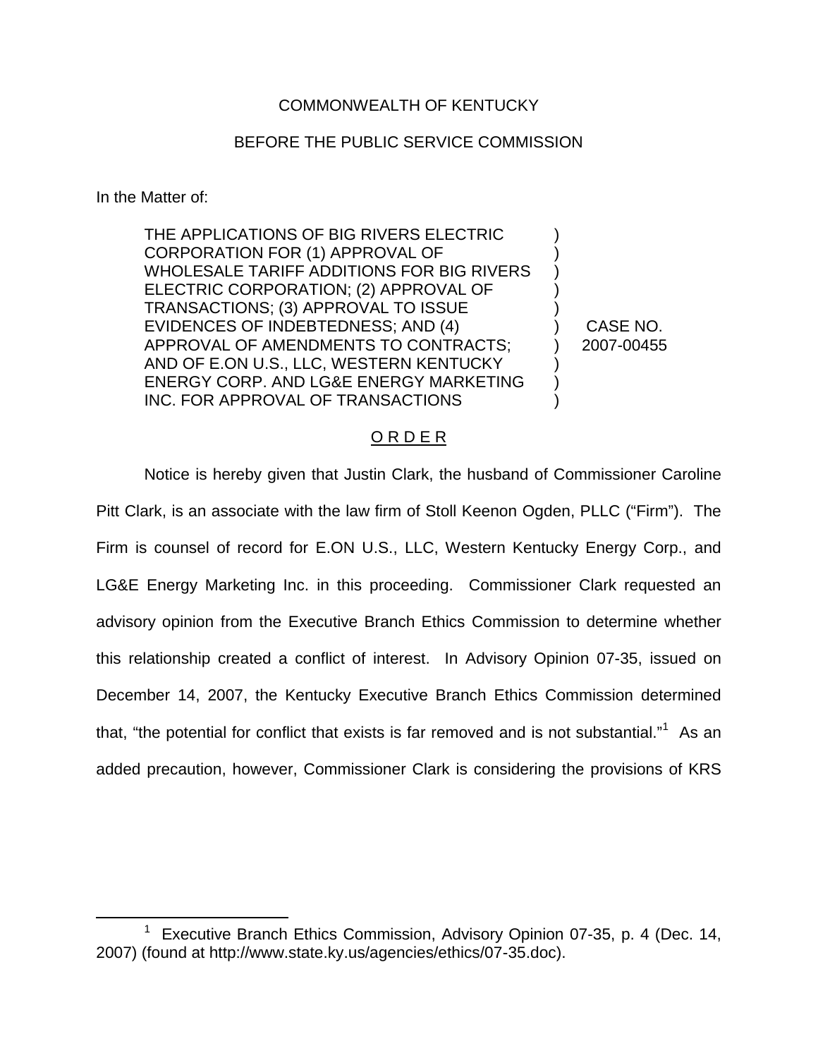COMMONWEALTH OF KENTUCKY

BEFORE THE PUBLIC SERVICE COMMISSION

In the Matter of:

| | | |
|---|---|---|
| THE APPLICATIONS OF BIG RIVERS ELECTRIC CORPORATION FOR (1) APPROVAL OF WHOLESALE TARIFF ADDITIONS FOR BIG RIVERS ELECTRIC CORPORATION; (2) APPROVAL OF TRANSACTIONS; (3) APPROVAL TO ISSUE EVIDENCES OF INDEBTEDNESS; AND (4) APPROVAL OF AMENDMENTS TO CONTRACTS; AND OF E.ON U.S., LLC, WESTERN KENTUCKY ENERGY CORP. AND LG&E ENERGY MARKETING INC. FOR APPROVAL OF TRANSACTIONS | ) | CASE NO. 2007-00455 |

## O R D E R

Notice is hereby given that Justin Clark, the husband of Commissioner Caroline Pitt Clark, is an associate with the law firm of Stoll Keenon Ogden, PLLC ("Firm"). The Firm is counsel of record for E.ON U.S., LLC, Western Kentucky Energy Corp., and LG&E Energy Marketing Inc. in this proceeding. Commissioner Clark requested an advisory opinion from the Executive Branch Ethics Commission to determine whether this relationship created a conflict of interest. In Advisory Opinion 07-35, issued on December 14, 2007, the Kentucky Executive Branch Ethics Commission determined that, "the potential for conflict that exists is far removed and is not substantial."[1] As an added precaution, however, Commissioner Clark is considering the provisions of KRS

[1] Executive Branch Ethics Commission, Advisory Opinion 07-35, p. 4 (Dec. 14, 2007) (found at http://www.state.ky.us/agencies/ethics/07-35.doc).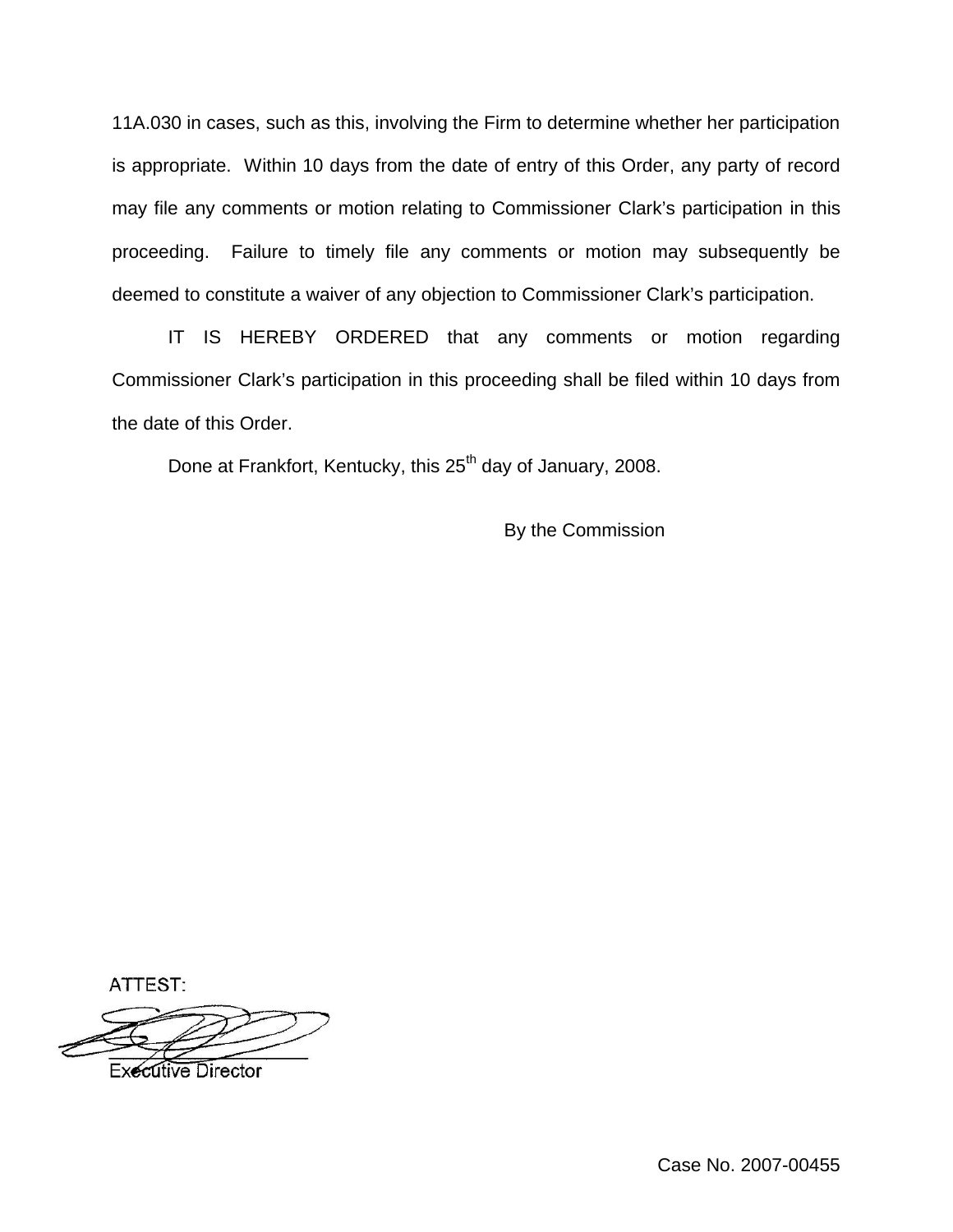11A.030 in cases, such as this, involving the Firm to determine whether her participation is appropriate. Within 10 days from the date of entry of this Order, any party of record may file any comments or motion relating to Commissioner Clark's participation in this proceeding. Failure to timely file any comments or motion may subsequently be deemed to constitute a waiver of any objection to Commissioner Clark's participation.

IT IS HEREBY ORDERED that any comments or motion regarding Commissioner Clark's participation in this proceeding shall be filed within 10 days from the date of this Order.

Done at Frankfort, Kentucky, this 25th day of January, 2008.

By the Commission

ATTEST:

Executive Director

Case No. 2007-00455